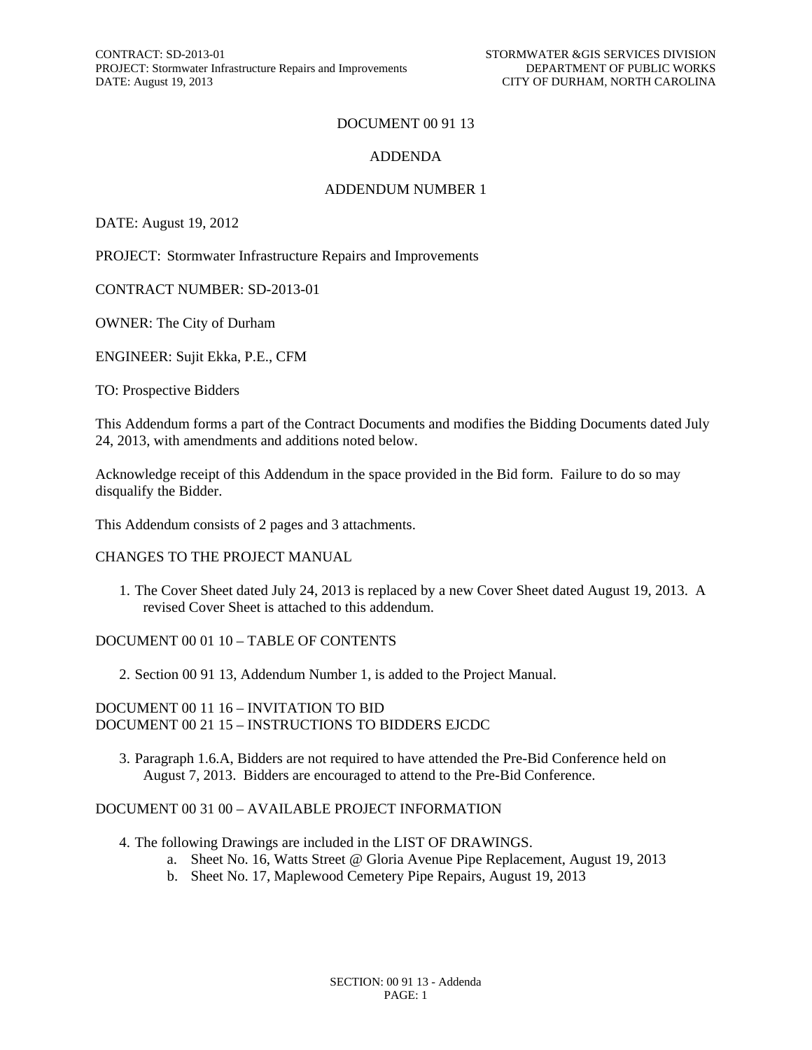# DOCUMENT 00 91 13

## ADDENDA

## ADDENDUM NUMBER 1

DATE: August 19, 2012

PROJECT: Stormwater Infrastructure Repairs and Improvements

CONTRACT NUMBER: SD-2013-01

OWNER: The City of Durham

ENGINEER: Sujit Ekka, P.E., CFM

TO: Prospective Bidders

This Addendum forms a part of the Contract Documents and modifies the Bidding Documents dated July 24, 2013, with amendments and additions noted below.

Acknowledge receipt of this Addendum in the space provided in the Bid form. Failure to do so may disqualify the Bidder.

This Addendum consists of 2 pages and 3 attachments.

CHANGES TO THE PROJECT MANUAL

1. The Cover Sheet dated July 24, 2013 is replaced by a new Cover Sheet dated August 19, 2013. A revised Cover Sheet is attached to this addendum.

DOCUMENT 00 01 10 – TABLE OF CONTENTS

2. Section 00 91 13, Addendum Number 1, is added to the Project Manual.

DOCUMENT 00 11 16 – INVITATION TO BID
DOCUMENT 00 21 15 – INSTRUCTIONS TO BIDDERS EJCDC

3. Paragraph 1.6.A, Bidders are not required to have attended the Pre-Bid Conference held on August 7, 2013. Bidders are encouraged to attend to the Pre-Bid Conference.

DOCUMENT 00 31 00 – AVAILABLE PROJECT INFORMATION

4. The following Drawings are included in the LIST OF DRAWINGS.
   a. Sheet No. 16, Watts Street @ Gloria Avenue Pipe Replacement, August 19, 2013
   b. Sheet No. 17, Maplewood Cemetery Pipe Repairs, August 19, 2013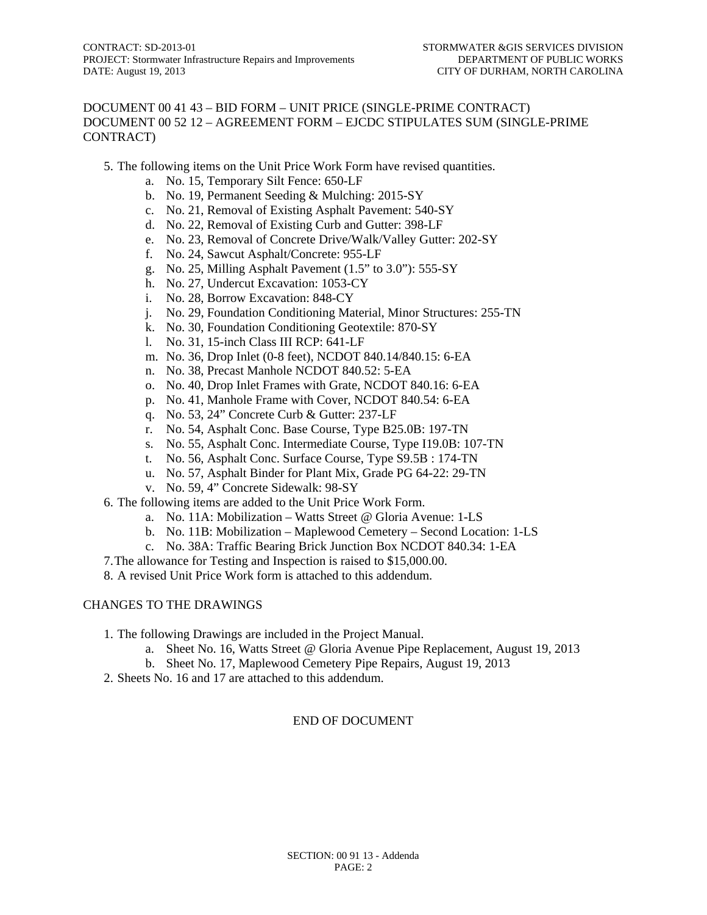DOCUMENT 00 41 43 – BID FORM – UNIT PRICE (SINGLE-PRIME CONTRACT)
DOCUMENT 00 52 12 – AGREEMENT FORM – EJCDC STIPULATES SUM (SINGLE-PRIME CONTRACT)

5. The following items on the Unit Price Work Form have revised quantities.
   a. No. 15, Temporary Silt Fence: 650-LF
   b. No. 19, Permanent Seeding & Mulching: 2015-SY
   c. No. 21, Removal of Existing Asphalt Pavement: 540-SY
   d. No. 22, Removal of Existing Curb and Gutter: 398-LF
   e. No. 23, Removal of Concrete Drive/Walk/Valley Gutter: 202-SY
   f. No. 24, Sawcut Asphalt/Concrete: 955-LF
   g. No. 25, Milling Asphalt Pavement (1.5" to 3.0"): 555-SY
   h. No. 27, Undercut Excavation: 1053-CY
   i. No. 28, Borrow Excavation: 848-CY
   j. No. 29, Foundation Conditioning Material, Minor Structures: 255-TN
   k. No. 30, Foundation Conditioning Geotextile: 870-SY
   l. No. 31, 15-inch Class III RCP: 641-LF
   m. No. 36, Drop Inlet (0-8 feet), NCDOT 840.14/840.15: 6-EA
   n. No. 38, Precast Manhole NCDOT 840.52: 5-EA
   o. No. 40, Drop Inlet Frames with Grate, NCDOT 840.16: 6-EA
   p. No. 41, Manhole Frame with Cover, NCDOT 840.54: 6-EA
   q. No. 53, 24" Concrete Curb & Gutter: 237-LF
   r. No. 54, Asphalt Conc. Base Course, Type B25.0B: 197-TN
   s. No. 55, Asphalt Conc. Intermediate Course, Type I19.0B: 107-TN
   t. No. 56, Asphalt Conc. Surface Course, Type S9.5B : 174-TN
   u. No. 57, Asphalt Binder for Plant Mix, Grade PG 64-22: 29-TN
   v. No. 59, 4" Concrete Sidewalk: 98-SY
6. The following items are added to the Unit Price Work Form.
   a. No. 11A: Mobilization – Watts Street @ Gloria Avenue: 1-LS
   b. No. 11B: Mobilization – Maplewood Cemetery – Second Location: 1-LS
   c. No. 38A: Traffic Bearing Brick Junction Box NCDOT 840.34: 1-EA
7. The allowance for Testing and Inspection is raised to $15,000.00.
8. A revised Unit Price Work form is attached to this addendum.

CHANGES TO THE DRAWINGS

1. The following Drawings are included in the Project Manual.
   a. Sheet No. 16, Watts Street @ Gloria Avenue Pipe Replacement, August 19, 2013
   b. Sheet No. 17, Maplewood Cemetery Pipe Repairs, August 19, 2013
2. Sheets No. 16 and 17 are attached to this addendum.

END OF DOCUMENT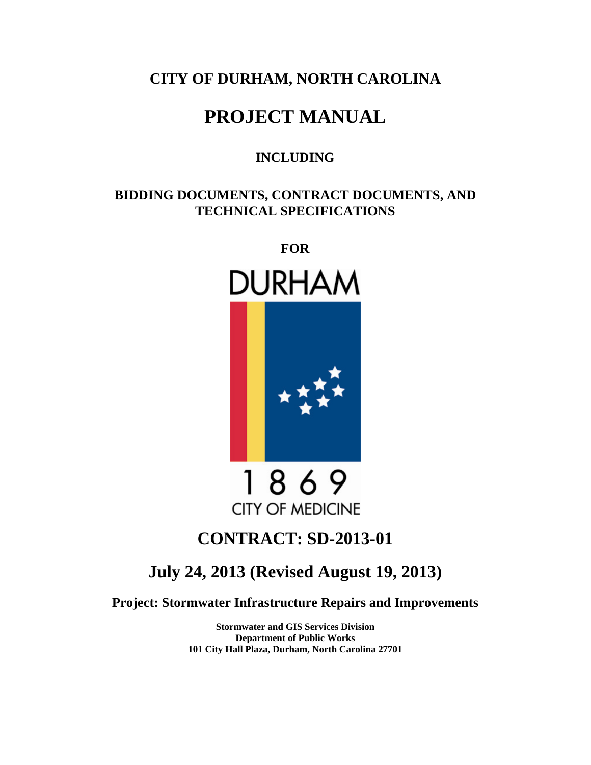# CITY OF DURHAM, NORTH CAROLINA

# PROJECT MANUAL

## INCLUDING

## BIDDING DOCUMENTS, CONTRACT DOCUMENTS, AND TECHNICAL SPECIFICATIONS

## FOR

DURHAM

1869

CITY OF MEDICINE

# CONTRACT: SD-2013-01

## July 24, 2013 (Revised August 19, 2013)

### Project: Stormwater Infrastructure Repairs and Improvements

**Stormwater and GIS Services Division**
**Department of Public Works**
**101 City Hall Plaza, Durham, North Carolina 27701**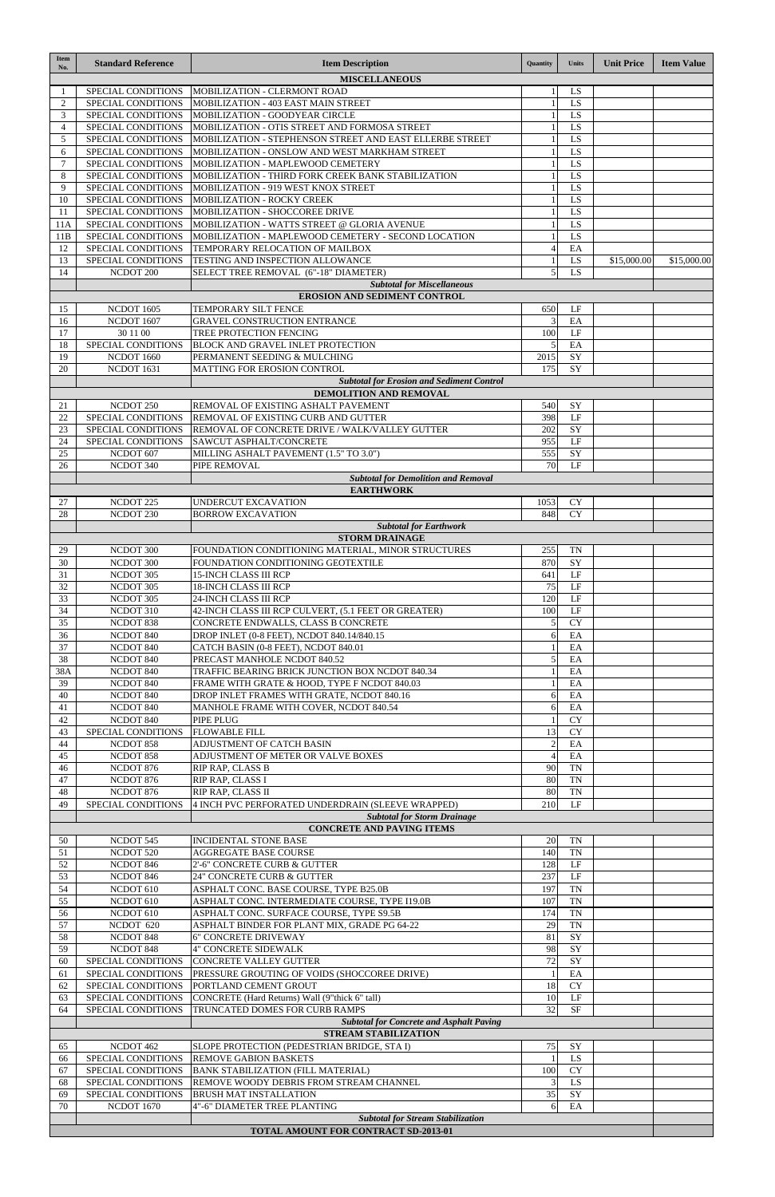| Item No. | Standard Reference | Item Description | Quantity | Units | Unit Price | Item Value |
|---|---|---|---|---|---|---|
| | | **MISCELLANEOUS** | | | | |
| 1 | SPECIAL CONDITIONS | MOBILIZATION - CLERMONT ROAD | 1 | LS | | |
| 2 | SPECIAL CONDITIONS | MOBILIZATION - 403 EAST MAIN STREET | 1 | LS | | |
| 3 | SPECIAL CONDITIONS | MOBILIZATION - GOODYEAR CIRCLE | 1 | LS | | |
| 4 | SPECIAL CONDITIONS | MOBILIZATION - OTIS STREET AND FORMOSA STREET | 1 | LS | | |
| 5 | SPECIAL CONDITIONS | MOBILIZATION - STEPHENSON STREET AND EAST ELLERBE STREET | 1 | LS | | |
| 6 | SPECIAL CONDITIONS | MOBILIZATION - ONSLOW AND WEST MARKHAM STREET | 1 | LS | | |
| 7 | SPECIAL CONDITIONS | MOBILIZATION - MAPLEWOOD CEMETERY | 1 | LS | | |
| 8 | SPECIAL CONDITIONS | MOBILIZATION - THIRD FORK CREEK BANK STABILIZATION | 1 | LS | | |
| 9 | SPECIAL CONDITIONS | MOBILIZATION - 919 WEST KNOX STREET | 1 | LS | | |
| 10 | SPECIAL CONDITIONS | MOBILIZATION - ROCKY CREEK | 1 | LS | | |
| 11 | SPECIAL CONDITIONS | MOBILIZATION - SHOCCOREE DRIVE | 1 | LS | | |
| 11A | SPECIAL CONDITIONS | MOBILIZATION - WATTS STREET @ GLORIA AVENUE | 1 | LS | | |
| 11B | SPECIAL CONDITIONS | MOBILIZATION - MAPLEWOOD CEMETERY - SECOND LOCATION | 1 | LS | | |
| 12 | SPECIAL CONDITIONS | TEMPORARY RELOCATION OF MAILBOX | 4 | EA | | |
| 13 | SPECIAL CONDITIONS | TESTING AND INSPECTION ALLOWANCE | 1 | LS | $15,000.00 | $15,000.00 |
| 14 | NCDOT 200 | SELECT TREE REMOVAL (6"-18" DIAMETER) | 5 | LS | | |
| | | ***Subtotal for Miscellaneous*** | | | | |
| | | **EROSION AND SEDIMENT CONTROL** | | | | |
| 15 | NCDOT 1605 | TEMPORARY SILT FENCE | 650 | LF | | |
| 16 | NCDOT 1607 | GRAVEL CONSTRUCTION ENTRANCE | 3 | EA | | |
| 17 | 30 11 00 | TREE PROTECTION FENCING | 100 | LF | | |
| 18 | SPECIAL CONDITIONS | BLOCK AND GRAVEL INLET PROTECTION | 5 | EA | | |
| 19 | NCDOT 1660 | PERMANENT SEEDING & MULCHING | 2015 | SY | | |
| 20 | NCDOT 1631 | MATTING FOR EROSION CONTROL | 175 | SY | | |
| | | ***Subtotal for Erosion and Sediment Control*** | | | | |
| | | **DEMOLITION AND REMOVAL** | | | | |
| 21 | NCDOT 250 | REMOVAL OF EXISTING ASHALT PAVEMENT | 540 | SY | | |
| 22 | SPECIAL CONDITIONS | REMOVAL OF EXISTING CURB AND GUTTER | 398 | LF | | |
| 23 | SPECIAL CONDITIONS | REMOVAL OF CONCRETE DRIVE / WALK/VALLEY GUTTER | 202 | SY | | |
| 24 | SPECIAL CONDITIONS | SAWCUT ASPHALT/CONCRETE | 955 | LF | | |
| 25 | NCDOT 607 | MILLING ASHALT PAVEMENT (1.5" TO 3.0") | 555 | SY | | |
| 26 | NCDOT 340 | PIPE REMOVAL | 70 | LF | | |
| | | ***Subtotal for Demolition and Removal*** | | | | |
| | | **EARTHWORK** | | | | |
| 27 | NCDOT 225 | UNDERCUT EXCAVATION | 1053 | CY | | |
| 28 | NCDOT 230 | BORROW EXCAVATION | 848 | CY | | |
| | | ***Subtotal for Earthwork*** | | | | |
| | | **STORM DRAINAGE** | | | | |
| 29 | NCDOT 300 | FOUNDATION CONDITIONING MATERIAL, MINOR STRUCTURES | 255 | TN | | |
| 30 | NCDOT 300 | FOUNDATION CONDITIONING GEOTEXTILE | 870 | SY | | |
| 31 | NCDOT 305 | 15-INCH CLASS III RCP | 641 | LF | | |
| 32 | NCDOT 305 | 18-INCH CLASS III RCP | 75 | LF | | |
| 33 | NCDOT 305 | 24-INCH CLASS III RCP | 120 | LF | | |
| 34 | NCDOT 310 | 42-INCH CLASS III RCP CULVERT, (5.1 FEET OR GREATER) | 100 | LF | | |
| 35 | NCDOT 838 | CONCRETE ENDWALLS, CLASS B CONCRETE | 5 | CY | | |
| 36 | NCDOT 840 | DROP INLET (0-8 FEET), NCDOT 840.14/840.15 | 6 | EA | | |
| 37 | NCDOT 840 | CATCH BASIN (0-8 FEET), NCDOT 840.01 | 1 | EA | | |
| 38 | NCDOT 840 | PRECAST MANHOLE NCDOT 840.52 | 5 | EA | | |
| 38A | NCDOT 840 | TRAFFIC BEARING BRICK JUNCTION BOX NCDOT 840.34 | 1 | EA | | |
| 39 | NCDOT 840 | FRAME WITH GRATE & HOOD, TYPE F NCDOT 840.03 | 1 | EA | | |
| 40 | NCDOT 840 | DROP INLET FRAMES WITH GRATE, NCDOT 840.16 | 6 | EA | | |
| 41 | NCDOT 840 | MANHOLE FRAME WITH COVER, NCDOT 840.54 | 6 | EA | | |
| 42 | NCDOT 840 | PIPE PLUG | 1 | CY | | |
| 43 | SPECIAL CONDITIONS | FLOWABLE FILL | 13 | CY | | |
| 44 | NCDOT 858 | ADJUSTMENT OF CATCH BASIN | 2 | EA | | |
| 45 | NCDOT 858 | ADJUSTMENT OF METER OR VALVE BOXES | 4 | EA | | |
| 46 | NCDOT 876 | RIP RAP, CLASS B | 90 | TN | | |
| 47 | NCDOT 876 | RIP RAP, CLASS I | 80 | TN | | |
| 48 | NCDOT 876 | RIP RAP, CLASS II | 80 | TN | | |
| 49 | SPECIAL CONDITIONS | 4 INCH PVC PERFORATED UNDERDRAIN (SLEEVE WRAPPED) | 210 | LF | | |
| | | ***Subtotal for Storm Drainage*** | | | | |
| | | **CONCRETE AND PAVING ITEMS** | | | | |
| 50 | NCDOT 545 | INCIDENTAL STONE BASE | 20 | TN | | |
| 51 | NCDOT 520 | AGGREGATE BASE COURSE | 140 | TN | | |
| 52 | NCDOT 846 | 2'-6" CONCRETE CURB & GUTTER | 128 | LF | | |
| 53 | NCDOT 846 | 24" CONCRETE CURB & GUTTER | 237 | LF | | |
| 54 | NCDOT 610 | ASPHALT CONC. BASE COURSE, TYPE B25.0B | 197 | TN | | |
| 55 | NCDOT 610 | ASPHALT CONC. INTERMEDIATE COURSE, TYPE I19.0B | 107 | TN | | |
| 56 | NCDOT 610 | ASPHALT CONC. SURFACE COURSE, TYPE S9.5B | 174 | TN | | |
| 57 | NCDOT 620 | ASPHALT BINDER FOR PLANT MIX, GRADE PG 64-22 | 29 | TN | | |
| 58 | NCDOT 848 | 6" CONCRETE DRIVEWAY | 81 | SY | | |
| 59 | NCDOT 848 | 4" CONCRETE SIDEWALK | 98 | SY | | |
| 60 | SPECIAL CONDITIONS | CONCRETE VALLEY GUTTER | 72 | SY | | |
| 61 | SPECIAL CONDITIONS | PRESSURE GROUTING OF VOIDS (SHOCCOREE DRIVE) | 1 | EA | | |
| 62 | SPECIAL CONDITIONS | PORTLAND CEMENT GROUT | 18 | CY | | |
| 63 | SPECIAL CONDITIONS | CONCRETE (Hard Returns) Wall (9"thick 6" tall) | 10 | LF | | |
| 64 | SPECIAL CONDITIONS | TRUNCATED DOMES FOR CURB RAMPS | 32 | SF | | |
| | | ***Subtotal for Concrete and Asphalt Paving*** | | | | |
| | | **STREAM STABILIZATION** | | | | |
| 65 | NCDOT 462 | SLOPE PROTECTION (PEDESTRIAN BRIDGE, STA I) | 75 | SY | | |
| 66 | SPECIAL CONDITIONS | REMOVE GABION BASKETS | 1 | LS | | |
| 67 | SPECIAL CONDITIONS | BANK STABILIZATION (FILL MATERIAL) | 100 | CY | | |
| 68 | SPECIAL CONDITIONS | REMOVE WOODY DEBRIS FROM STREAM CHANNEL | 3 | LS | | |
| 69 | SPECIAL CONDITIONS | BRUSH MAT INSTALLATION | 35 | SY | | |
| 70 | NCDOT 1670 | 4"-6" DIAMETER TREE PLANTING | 6 | EA | | |
| | | ***Subtotal for Stream Stabilization*** | | | | |
| | | **TOTAL AMOUNT FOR CONTRACT SD-2013-01** | | | | |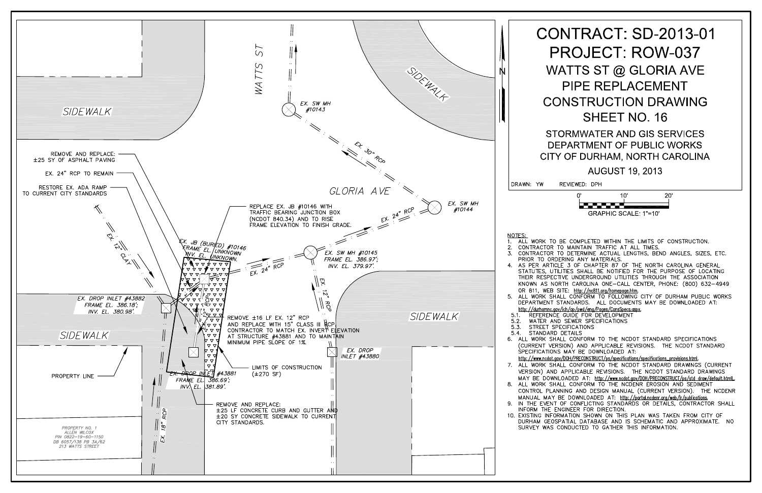# CONTRACT: SD-2013-01
# PROJECT: ROW-037
## WATTS ST @ GLORIA AVE PIPE REPLACEMENT CONSTRUCTION DRAWING SHEET NO. 16

STORMWATER AND GIS SERVICES
DEPARTMENT OF PUBLIC WORKS
CITY OF DURHAM, NORTH CAROLINA

AUGUST 19, 2013

DRAWN: YW    REVIEWED: DPH

GRAPHIC SCALE: 1"=10'
0'   10'   20'

N

WATTS ST

GLORIA AVE

SIDEWALK

SIDEWALK

SIDEWALK

SIDEWALK

EX. SW MH #10143

EX. 30" RCP

EX. SW MH #10144

EX. 24" RCP

EX. SW MH #10145
FRAME EL. 386.97';
INV. EL. 379.97'.

EX. 24" RCP

EX. 12" RCP

EX. DROP INLET #43880

EX. 12" CLAY

EX. JB (BURIED) #10146
FRAME EL. UNKNOWN
INV. EL. UNKNOWN.

EX. DROP INLET #43882
FRAME EL. 386.18';
INV. EL. 380.98'.

EX. DROP INLET #43881
FRAME EL. 386.69';
INV. EL. 381.89'.

EX. 18" RCP

REMOVE AND REPLACE:
±25 SY OF ASPHALT PAVING

EX. 24" RCP TO REMAIN

RESTORE EX. ADA RAMP TO CURRENT CITY STANDARDS

REPLACE EX. JB #10146 WITH TRAFFIC BEARING JUNCTION BOX (NCDOT 840.34) AND TO RISE FRAME ELEVATION TO FINISH GRADE.

REMOVE ±16 LF EX. 12" RCP AND REPLACE WITH 15" CLASS III RCP. CONTRACTOR TO MATCH EX. INVERT ELEVATION AT STRUCTURE #43881 AND TO MAINTAIN MINIMUM PIPE SLOPE OF 1%.

LIMITS OF CONSTRUCTION (±270 SF)

PROPERTY LINE

REMOVE AND REPLACE:
±25 LF CONCRETE CURB AND GUTTER AND ±20 SY CONCRETE SIDEWALK TO CURRENT CITY STANDARDS.

PROPERTY NO. 1
ALLEN WILCOX
PIN 0822-19-60-1150
DB 6057/138 PB 3A/62
213 WATTS STREET

NOTES:

1. ALL WORK TO BE COMPLETED WITHIN THE LIMITS OF CONSTRUCTION.
2. CONTRACTOR TO MAINTAIN TRAFFIC AT ALL TIMES.
3. CONTRACTOR TO DETERMINE ACTUAL LENGTHS, BEND ANGLES, SIZES, ETC. PRIOR TO ORDERING ANY MATERIALS.
4. AS PER ARTICLE 3 OF CHAPTER 87 OF THE NORTH CAROLINA GENERAL STATUTES, UTILITIES SHALL BE NOTIFIED FOR THE PURPOSE OF LOCATING THEIR RESPECTIVE UNDERGROUND UTILITIES THROUGH THE ASSOCIATION KNOWN AS NORTH CAROLINA ONE-CALL CENTER, PHONE: (800) 632-4949 OR 811, WEB SITE: http://nc811.org/homepage.htm.
5. ALL WORK SHALL CONFORM TO FOLLOWING CITY OF DURHAM PUBLIC WORKS DEPARTMENT STANDARDS. ALL DOCUMENTS MAY BE DOWNLOADED AT: http://durhamnc.gov/ich/op/pwd/eng/Pages/ConsSpecs.aspx.
   - 5.1. REFERENCE GUIDE FOR DEVELOPMENT
   - 5.2. WATER AND SEWER SPECIFICATIONS
   - 5.3. STREET SPECIFICATIONS
   - 5.4. STANDARD DETAILS
6. ALL WORK SHALL CONFORM TO THE NCDOT STANDARD SPECIFICATIONS (CURRENT VERSION) AND APPLICABLE REVISIONS. THE NCDOT STANDARD SPECIFICATIONS MAY BE DOWNLOADED AT: http://www.ncdot.gov/DOH/PRECONSTRUCT/ps/specifications/specifications_provisions.html.
7. ALL WORK SHALL CONFORM TO THE NCDOT STANDARD DRAWINGS (CURRENT VERSION) AND APPLICABLE REVISIONS. THE NCDOT STANDARD DRAWINGS MAY BE DOWNLOADED AT: http://www.ncdot.gov/DOH/PRECONSTRUCT/ps/std_draw/default.html.
8. ALL WORK SHALL CONFORM TO THE NCDENR EROSION AND SEDIMENT CONTROL PLANNING AND DESIGN MANUAL (CURRENT VERSION). THE NCDENR MANUAL MAY BE DOWNLOADED AT: http://portal.ncdenr.org/web/lr/publications.
9. IN THE EVENT OF CONFLICTING STANDARDS OR DETAILS, CONTRACTOR SHALL INFORM THE ENGINEER FOR DIRECTION.
10. EXISTING INFORMATION SHOWN ON THIS PLAN WAS TAKEN FROM CITY OF DURHAM GEOSPATIAL DATABASE AND IS SCHEMATIC AND APPROXIMATE. NO SURVEY WAS CONDUCTED TO GATHER THIS INFORMATION.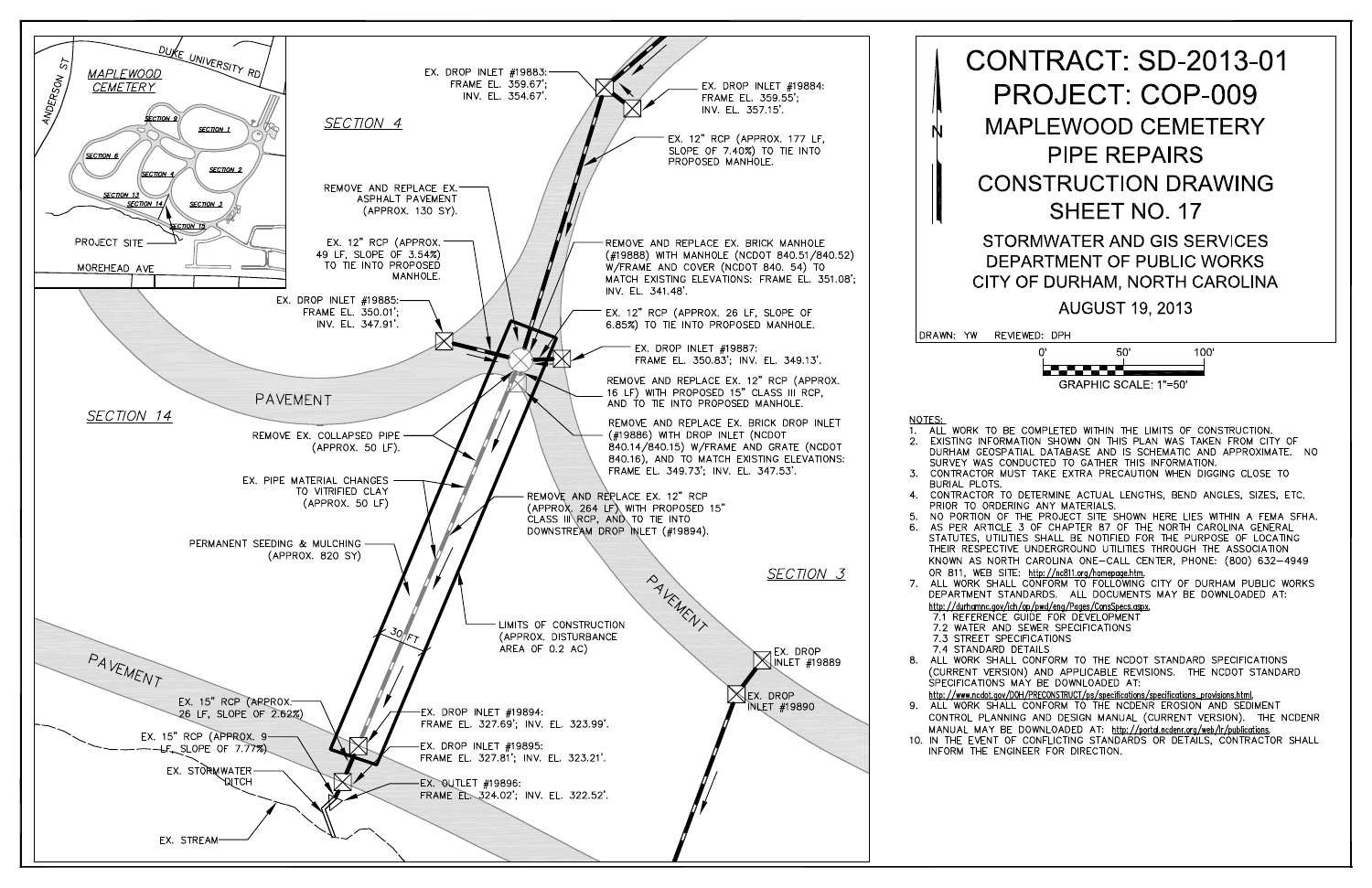# CONTRACT: SD-2013-01
# PROJECT: COP-009
## MAPLEWOOD CEMETERY PIPE REPAIRS CONSTRUCTION DRAWING SHEET NO. 17

STORMWATER AND GIS SERVICES
DEPARTMENT OF PUBLIC WORKS
CITY OF DURHAM, NORTH CAROLINA

AUGUST 19, 2013

DRAWN: YW REVIEWED: DPH

0' 50' 100'

GRAPHIC SCALE: 1"=50'

N

MAPLEWOOD CEMETERY

DUKE UNIVERSITY RD

ANDERSON ST

SECTION 9

SECTION 1

SECTION 6

SECTION 4

SECTION 2

SECTION 12

SECTION 14

SECTION 3

SECTION 15

PROJECT SITE

MOREHEAD AVE

SECTION 4

SECTION 14

SECTION 3

PAVEMENT

PAVEMENT

PAVEMENT

EX. DROP INLET #19883: FRAME EL. 359.67'; INV. EL. 354.67'.

EX. DROP INLET #19884: FRAME EL. 359.55'; INV. EL. 357.15'.

EX. 12" RCP (APPROX. 177 LF, SLOPE OF 7.40%) TO TIE INTO PROPOSED MANHOLE.

REMOVE AND REPLACE EX. ASPHALT PAVEMENT (APPROX. 130 SY).

EX. 12" RCP (APPROX. 49 LF, SLOPE OF 3.54%) TO TIE INTO PROPOSED MANHOLE.

EX. DROP INLET #19885: FRAME EL. 350.01'; INV. EL. 347.91'.

REMOVE AND REPLACE EX. BRICK MANHOLE (#19888) WITH MANHOLE (NCDOT 840.51/840.52) W/FRAME AND COVER (NCDOT 840. 54) TO MATCH EXISTING ELEVATIONS: FRAME EL. 351.08'; INV. EL. 341.48'.

EX. 12" RCP (APPROX. 26 LF, SLOPE OF 6.85%) TO TIE INTO PROPOSED MANHOLE.

EX. DROP INLET #19887: FRAME EL. 350.83'; INV. EL. 349.13'.

REMOVE AND REPLACE EX. 12" RCP (APPROX. 16 LF) WITH PROPOSED 15" CLASS III RCP, AND TO TIE INTO PROPOSED MANHOLE.

REMOVE AND REPLACE EX. BRICK DROP INLET (#19886) WITH DROP INLET (NCDOT 840.14/840.15) W/FRAME AND GRATE (NCDOT 840.16), AND TO MATCH EXISTING ELEVATIONS: FRAME EL. 349.73'; INV. EL. 347.53'.

REMOVE EX. COLLAPSED PIPE (APPROX. 50 LF).

EX. PIPE MATERIAL CHANGES TO VITRIFIED CLAY (APPROX. 50 LF)

REMOVE AND REPLACE EX. 12" RCP (APPROX. 264 LF) WITH PROPOSED 15" CLASS III RCP, AND TO TIE INTO DOWNSTREAM DROP INLET (#19894).

PERMANENT SEEDING & MULCHING (APPROX. 820 SY)

LIMITS OF CONSTRUCTION (APPROX. DISTURBANCE AREA OF 0.2 AC)

30 FT

EX. DROP INLET #19889

EX. DROP INLET #19890

EX. 15" RCP (APPROX. 26 LF, SLOPE OF 2.62%)

EX. 15" RCP (APPROX. 9 LF, SLOPE OF 7.77%)

EX. STORMWATER DITCH

EX. STREAM

EX. DROP INLET #19894: FRAME EL. 327.69'; INV. EL. 323.99'.

EX. DROP INLET #19895: FRAME EL. 327.81'; INV. EL. 323.21'.

EX. OUTLET #19896: FRAME EL. 324.02'; INV. EL. 322.52'.

NOTES:

1. ALL WORK TO BE COMPLETED WITHIN THE LIMITS OF CONSTRUCTION.
2. EXISTING INFORMATION SHOWN ON THIS PLAN WAS TAKEN FROM CITY OF DURHAM GEOSPATIAL DATABASE AND IS SCHEMATIC AND APPROXIMATE. NO SURVEY WAS CONDUCTED TO GATHER THIS INFORMATION.
3. CONTRACTOR MUST TAKE EXTRA PRECAUTION WHEN DIGGING CLOSE TO BURIAL PLOTS.
4. CONTRACTOR TO DETERMINE ACTUAL LENGTHS, BEND ANGLES, SIZES, ETC. PRIOR TO ORDERING ANY MATERIALS.
5. NO PORTION OF THE PROJECT SITE SHOWN HERE LIES WITHIN A FEMA SFHA.
6. AS PER ARTICLE 3 OF CHAPTER 87 OF THE NORTH CAROLINA GENERAL STATUTES, UTILITIES SHALL BE NOTIFIED FOR THE PURPOSE OF LOCATING THEIR RESPECTIVE UNDERGROUND UTILITIES THROUGH THE ASSOCIATION KNOWN AS NORTH CAROLINA ONE-CALL CENTER, PHONE: (800) 632-4949 OR 811, WEB SITE: http://nc811.org/homepage.htm.
7. ALL WORK SHALL CONFORM TO FOLLOWING CITY OF DURHAM PUBLIC WORKS DEPARTMENT STANDARDS. ALL DOCUMENTS MAY BE DOWNLOADED AT: http://durhamnc.gov/ich/op/pwd/eng/Pages/ConsSpecs.aspx.
   - 7.1 REFERENCE GUIDE FOR DEVELOPMENT
   - 7.2 WATER AND SEWER SPECIFICATIONS
   - 7.3 STREET SPECIFICATIONS
   - 7.4 STANDARD DETAILS
8. ALL WORK SHALL CONFORM TO THE NCDOT STANDARD SPECIFICATIONS (CURRENT VERSION) AND APPLICABLE REVISIONS. THE NCDOT STANDARD SPECIFICATIONS MAY BE DOWNLOADED AT: http://www.ncdot.gov/DOH/PRECONSTRUCT/ps/specifications/specifications_provisions.html.
9. ALL WORK SHALL CONFORM TO THE NCDENR EROSION AND SEDIMENT CONTROL PLANNING AND DESIGN MANUAL (CURRENT VERSION). THE NCDENR MANUAL MAY BE DOWNLOADED AT: http://portal.ncdenr.org/web/lr/publications.
10. IN THE EVENT OF CONFLICTING STANDARDS OR DETAILS, CONTRACTOR SHALL INFORM THE ENGINEER FOR DIRECTION.